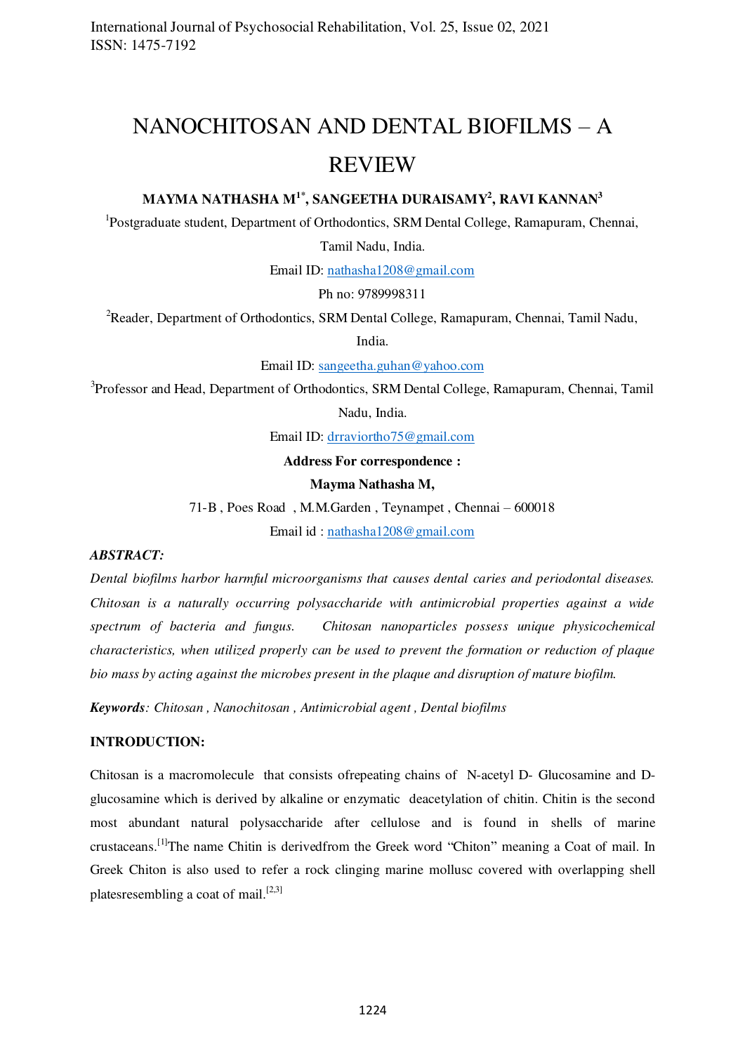# NANOCHITOSAN AND DENTAL BIOFILMS – A REVIEW

**MAYMA NATHASHA M[1*], SANGEETHA DURAISAMY[2], RAVI KANNAN[3]**

[1]Postgraduate student, Department of Orthodontics, SRM Dental College, Ramapuram, Chennai, Tamil Nadu, India.

Email ID: nathasha1208@gmail.com

Ph no: 9789998311

[2]Reader, Department of Orthodontics, SRM Dental College, Ramapuram, Chennai, Tamil Nadu, India.

Email ID: sangeetha.guhan@yahoo.com

[3]Professor and Head, Department of Orthodontics, SRM Dental College, Ramapuram, Chennai, Tamil Nadu, India.

Email ID: drraviortho75@gmail.com

**Address For correspondence :**

**Mayma Nathasha M,**

71-B , Poes Road , M.M.Garden , Teynampet , Chennai – 600018

Email id : nathasha1208@gmail.com

***ABSTRACT:***

*Dental biofilms harbor harmful microorganisms that causes dental caries and periodontal diseases. Chitosan is a naturally occurring polysaccharide with antimicrobial properties against a wide spectrum of bacteria and fungus. Chitosan nanoparticles possess unique physicochemical characteristics, when utilized properly can be used to prevent the formation or reduction of plaque bio mass by acting against the microbes present in the plaque and disruption of mature biofilm.*

***Keywords****: Chitosan , Nanochitosan , Antimicrobial agent , Dental biofilms*

## INTRODUCTION:

Chitosan is a macromolecule that consists ofrepeating chains of N-acetyl D- Glucosamine and D-glucosamine which is derived by alkaline or enzymatic deacetylation of chitin. Chitin is the second most abundant natural polysaccharide after cellulose and is found in shells of marine crustaceans.[1]The name Chitin is derivedfrom the Greek word "Chiton" meaning a Coat of mail. In Greek Chiton is also used to refer a rock clinging marine mollusc covered with overlapping shell platesresembling a coat of mail.[2,3]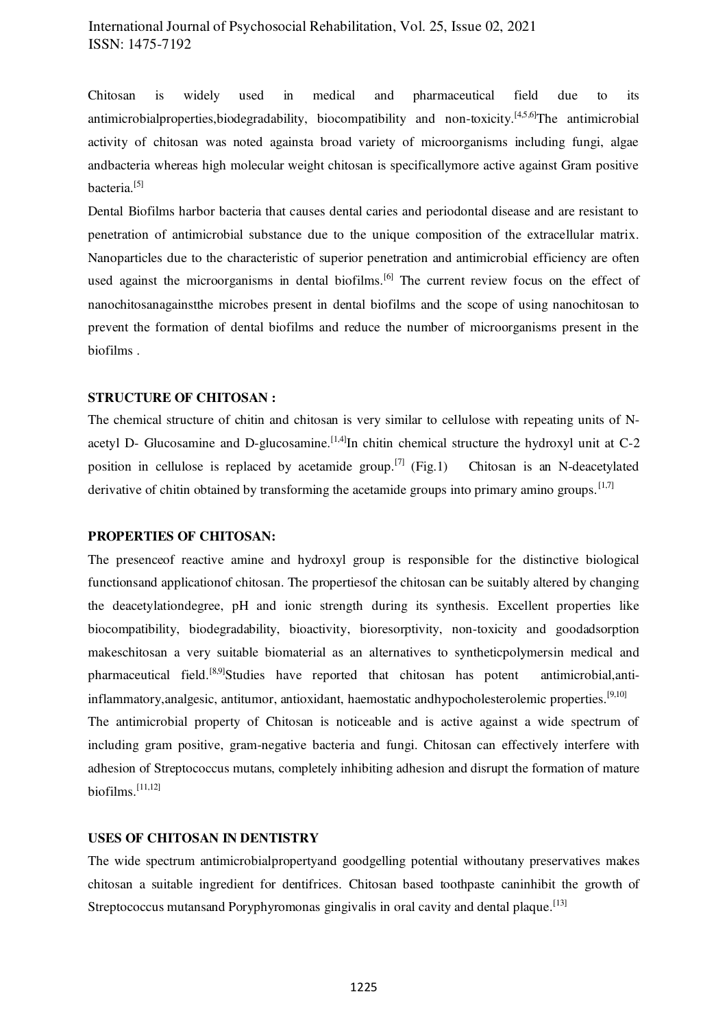Chitosan is widely used in medical and pharmaceutical field due to its antimicrobialproperties,biodegradability, biocompatibility and non-toxicity.[4,5,6]The antimicrobial activity of chitosan was noted againsta broad variety of microorganisms including fungi, algae andbacteria whereas high molecular weight chitosan is specificallymore active against Gram positive bacteria.[5]

Dental Biofilms harbor bacteria that causes dental caries and periodontal disease and are resistant to penetration of antimicrobial substance due to the unique composition of the extracellular matrix. Nanoparticles due to the characteristic of superior penetration and antimicrobial efficiency are often used against the microorganisms in dental biofilms.[6] The current review focus on the effect of nanochitosanagainstthe microbes present in dental biofilms and the scope of using nanochitosan to prevent the formation of dental biofilms and reduce the number of microorganisms present in the biofilms .

**STRUCTURE OF CHITOSAN :**

The chemical structure of chitin and chitosan is very similar to cellulose with repeating units of N-acetyl D- Glucosamine and D-glucosamine.[1,4]In chitin chemical structure the hydroxyl unit at C-2 position in cellulose is replaced by acetamide group.[7] (Fig.1) Chitosan is an N-deacetylated derivative of chitin obtained by transforming the acetamide groups into primary amino groups.[1,7]

**PROPERTIES OF CHITOSAN:**

The presenceof reactive amine and hydroxyl group is responsible for the distinctive biological functionsand applicationof chitosan. The propertiesof the chitosan can be suitably altered by changing the deacetylationdegree, pH and ionic strength during its synthesis. Excellent properties like biocompatibility, biodegradability, bioactivity, bioresorptivity, non-toxicity and goodadsorption makeschitosan a very suitable biomaterial as an alternatives to syntheticpolymersin medical and pharmaceutical field.[8,9]Studies have reported that chitosan has potent antimicrobial,anti-inflammatory,analgesic, antitumor, antioxidant, haemostatic andhypocholesterolemic properties.[9,10]

The antimicrobial property of Chitosan is noticeable and is active against a wide spectrum of including gram positive, gram-negative bacteria and fungi. Chitosan can effectively interfere with adhesion of Streptococcus mutans, completely inhibiting adhesion and disrupt the formation of mature biofilms.[11,12]

**USES OF CHITOSAN IN DENTISTRY**

The wide spectrum antimicrobialpropertyand goodgelling potential withoutany preservatives makes chitosan a suitable ingredient for dentifrices. Chitosan based toothpaste caninhibit the growth of Streptococcus mutansand Poryphyromonas gingivalis in oral cavity and dental plaque.[13]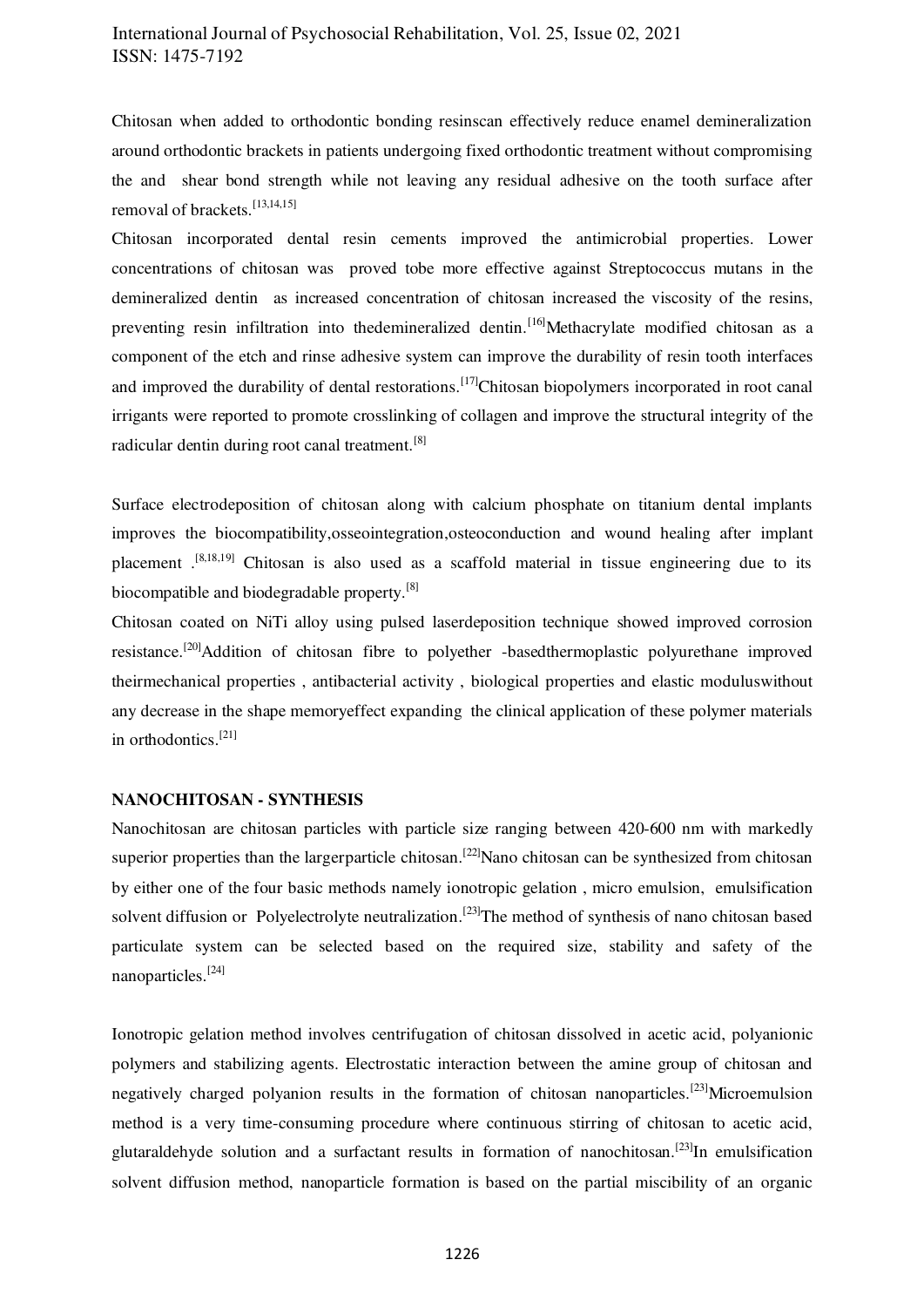Chitosan when added to orthodontic bonding resinscan effectively reduce enamel demineralization around orthodontic brackets in patients undergoing fixed orthodontic treatment without compromising the and shear bond strength while not leaving any residual adhesive on the tooth surface after removal of brackets.[13,14,15]

Chitosan incorporated dental resin cements improved the antimicrobial properties. Lower concentrations of chitosan was proved tobe more effective against Streptococcus mutans in the demineralized dentin as increased concentration of chitosan increased the viscosity of the resins, preventing resin infiltration into thedemineralized dentin.[16]Methacrylate modified chitosan as a component of the etch and rinse adhesive system can improve the durability of resin tooth interfaces and improved the durability of dental restorations.[17]Chitosan biopolymers incorporated in root canal irrigants were reported to promote crosslinking of collagen and improve the structural integrity of the radicular dentin during root canal treatment.[8]

Surface electrodeposition of chitosan along with calcium phosphate on titanium dental implants improves the biocompatibility,osseointegration,osteoconduction and wound healing after implant placement .[8,18,19] Chitosan is also used as a scaffold material in tissue engineering due to its biocompatible and biodegradable property.[8]

Chitosan coated on NiTi alloy using pulsed laserdeposition technique showed improved corrosion resistance.[20]Addition of chitosan fibre to polyether -basedthermoplastic polyurethane improved theirmechanical properties , antibacterial activity , biological properties and elastic moduluswithout any decrease in the shape memoryeffect expanding the clinical application of these polymer materials in orthodontics.[21]

**NANOCHITOSAN - SYNTHESIS**

Nanochitosan are chitosan particles with particle size ranging between 420-600 nm with markedly superior properties than the largerparticle chitosan.[22]Nano chitosan can be synthesized from chitosan by either one of the four basic methods namely ionotropic gelation , micro emulsion, emulsification solvent diffusion or Polyelectrolyte neutralization.[23]The method of synthesis of nano chitosan based particulate system can be selected based on the required size, stability and safety of the nanoparticles.[24]

Ionotropic gelation method involves centrifugation of chitosan dissolved in acetic acid, polyanionic polymers and stabilizing agents. Electrostatic interaction between the amine group of chitosan and negatively charged polyanion results in the formation of chitosan nanoparticles.[23]Microemulsion method is a very time-consuming procedure where continuous stirring of chitosan to acetic acid, glutaraldehyde solution and a surfactant results in formation of nanochitosan.[23]In emulsification solvent diffusion method, nanoparticle formation is based on the partial miscibility of an organic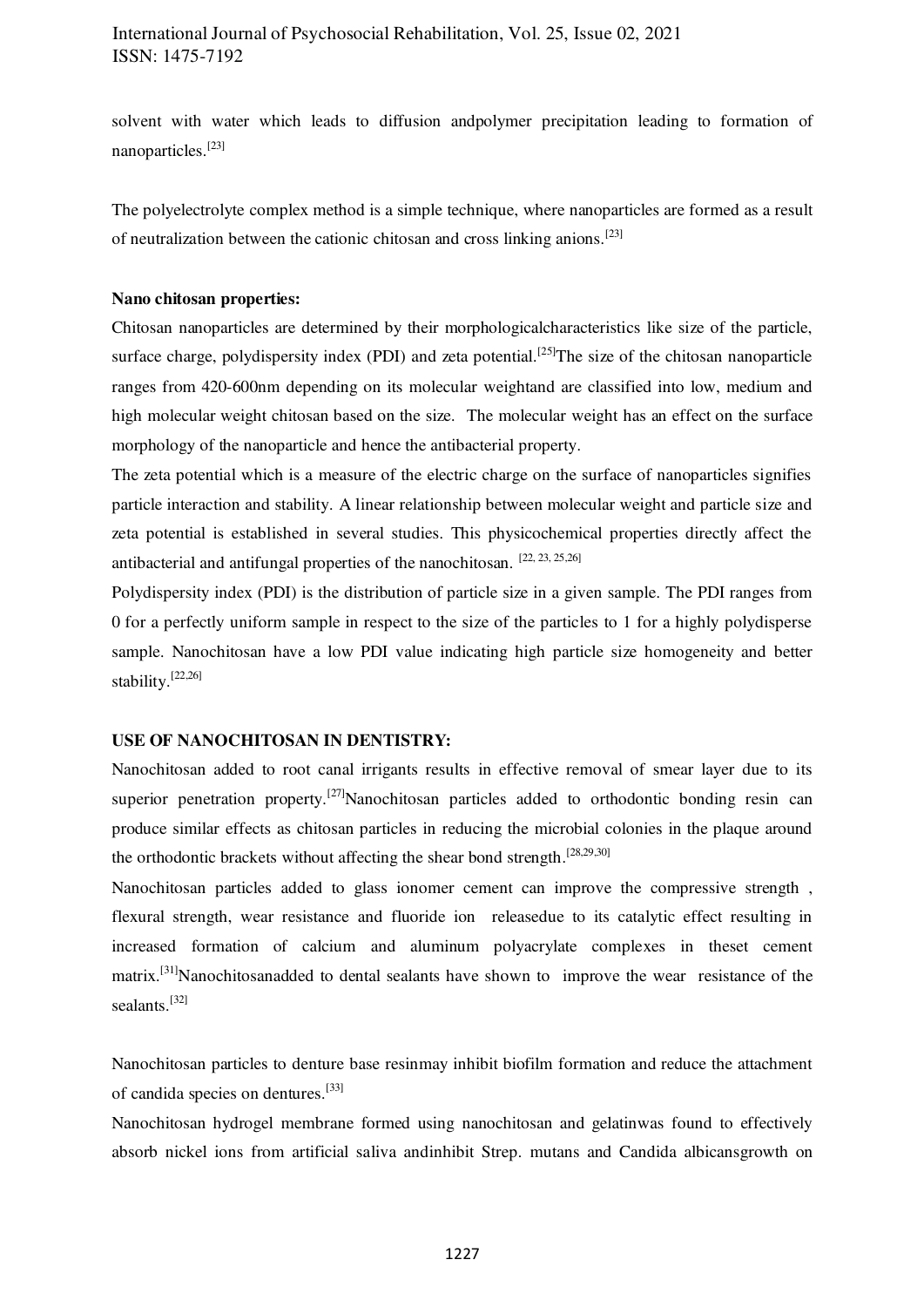solvent with water which leads to diffusion andpolymer precipitation leading to formation of nanoparticles.[23]

The polyelectrolyte complex method is a simple technique, where nanoparticles are formed as a result of neutralization between the cationic chitosan and cross linking anions.[23]

**Nano chitosan properties:**

Chitosan nanoparticles are determined by their morphologicalcharacteristics like size of the particle, surface charge, polydispersity index (PDI) and zeta potential.[25]The size of the chitosan nanoparticle ranges from 420-600nm depending on its molecular weightand are classified into low, medium and high molecular weight chitosan based on the size. The molecular weight has an effect on the surface morphology of the nanoparticle and hence the antibacterial property.

The zeta potential which is a measure of the electric charge on the surface of nanoparticles signifies particle interaction and stability. A linear relationship between molecular weight and particle size and zeta potential is established in several studies. This physicochemical properties directly affect the antibacterial and antifungal properties of the nanochitosan. [22, 23, 25,26]

Polydispersity index (PDI) is the distribution of particle size in a given sample. The PDI ranges from 0 for a perfectly uniform sample in respect to the size of the particles to 1 for a highly polydisperse sample. Nanochitosan have a low PDI value indicating high particle size homogeneity and better stability.[22,26]

**USE OF NANOCHITOSAN IN DENTISTRY:**

Nanochitosan added to root canal irrigants results in effective removal of smear layer due to its superior penetration property.[27]Nanochitosan particles added to orthodontic bonding resin can produce similar effects as chitosan particles in reducing the microbial colonies in the plaque around the orthodontic brackets without affecting the shear bond strength.[28,29,30]

Nanochitosan particles added to glass ionomer cement can improve the compressive strength , flexural strength, wear resistance and fluoride ion releasedue to its catalytic effect resulting in increased formation of calcium and aluminum polyacrylate complexes in theset cement matrix.[31]Nanochitosanadded to dental sealants have shown to improve the wear resistance of the sealants.[32]

Nanochitosan particles to denture base resinmay inhibit biofilm formation and reduce the attachment of candida species on dentures.[33]

Nanochitosan hydrogel membrane formed using nanochitosan and gelatinwas found to effectively absorb nickel ions from artificial saliva andinhibit Strep. mutans and Candida albicansgrowth on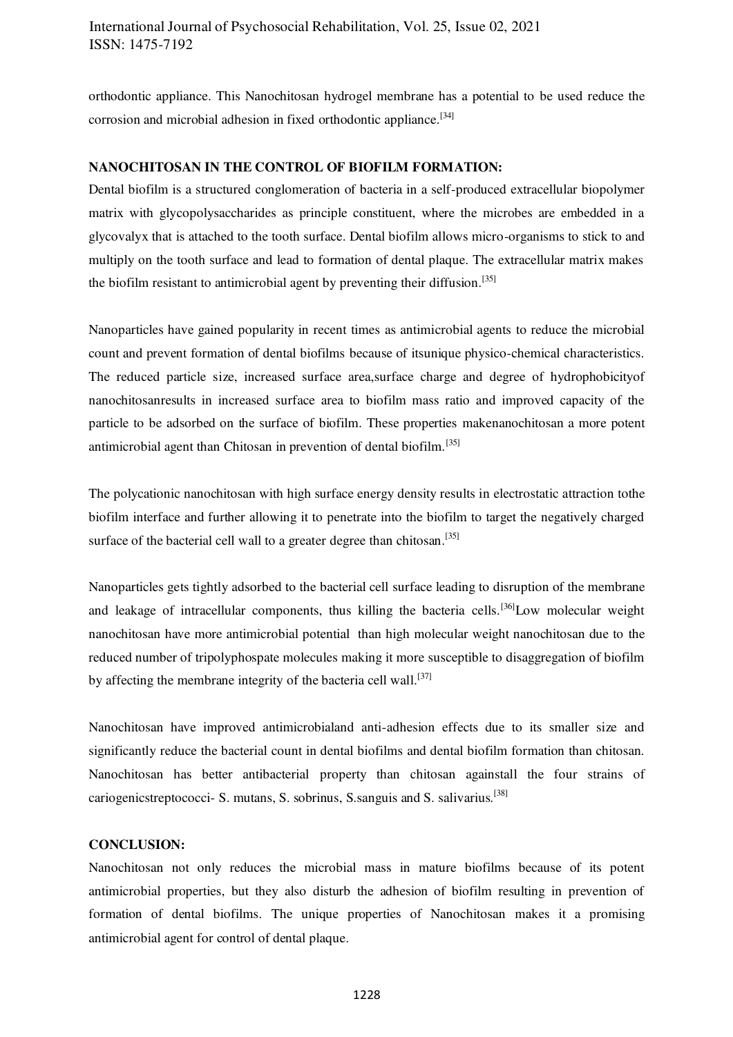orthodontic appliance. This Nanochitosan hydrogel membrane has a potential to be used reduce the corrosion and microbial adhesion in fixed orthodontic appliance.[34]

## NANOCHITOSAN IN THE CONTROL OF BIOFILM FORMATION:

Dental biofilm is a structured conglomeration of bacteria in a self-produced extracellular biopolymer matrix with glycopolysaccharides as principle constituent, where the microbes are embedded in a glycovalyx that is attached to the tooth surface. Dental biofilm allows micro-organisms to stick to and multiply on the tooth surface and lead to formation of dental plaque. The extracellular matrix makes the biofilm resistant to antimicrobial agent by preventing their diffusion.[35]

Nanoparticles have gained popularity in recent times as antimicrobial agents to reduce the microbial count and prevent formation of dental biofilms because of itsunique physico-chemical characteristics. The reduced particle size, increased surface area,surface charge and degree of hydrophobicityof nanochitosanresults in increased surface area to biofilm mass ratio and improved capacity of the particle to be adsorbed on the surface of biofilm. These properties makenanochitosan a more potent antimicrobial agent than Chitosan in prevention of dental biofilm.[35]

The polycationic nanochitosan with high surface energy density results in electrostatic attraction tothe biofilm interface and further allowing it to penetrate into the biofilm to target the negatively charged surface of the bacterial cell wall to a greater degree than chitosan.[35]

Nanoparticles gets tightly adsorbed to the bacterial cell surface leading to disruption of the membrane and leakage of intracellular components, thus killing the bacteria cells.[36]Low molecular weight nanochitosan have more antimicrobial potential than high molecular weight nanochitosan due to the reduced number of tripolyphospate molecules making it more susceptible to disaggregation of biofilm by affecting the membrane integrity of the bacteria cell wall.[37]

Nanochitosan have improved antimicrobialand anti-adhesion effects due to its smaller size and significantly reduce the bacterial count in dental biofilms and dental biofilm formation than chitosan. Nanochitosan has better antibacterial property than chitosan againstall the four strains of cariogenicstreptococci- S. mutans, S. sobrinus, S.sanguis and S. salivarius.[38]

## CONCLUSION:

Nanochitosan not only reduces the microbial mass in mature biofilms because of its potent antimicrobial properties, but they also disturb the adhesion of biofilm resulting in prevention of formation of dental biofilms. The unique properties of Nanochitosan makes it a promising antimicrobial agent for control of dental plaque.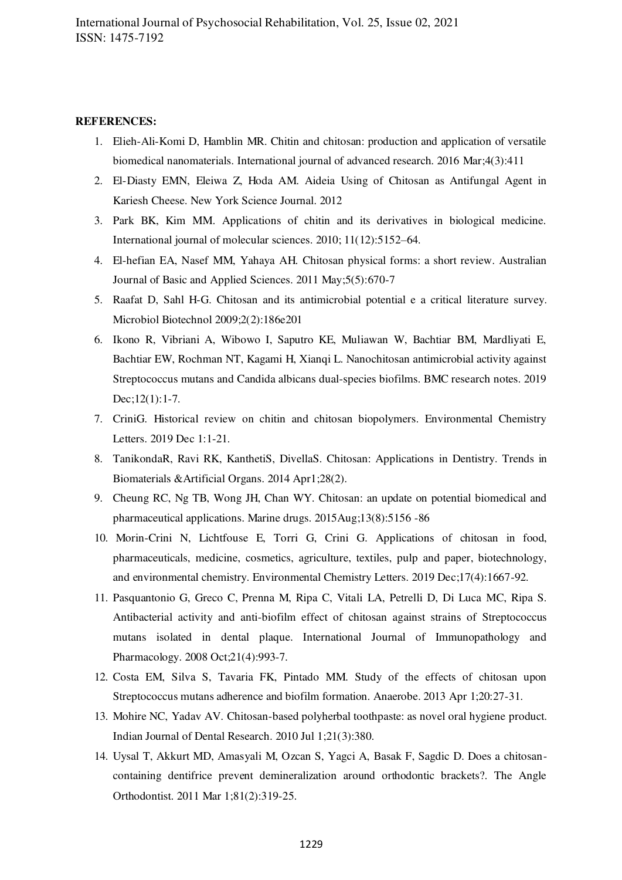**REFERENCES:**

1. Elieh-Ali-Komi D, Hamblin MR. Chitin and chitosan: production and application of versatile biomedical nanomaterials. International journal of advanced research. 2016 Mar;4(3):411
2. El-Diasty EMN, Eleiwa Z, Hoda AM. Aideia Using of Chitosan as Antifungal Agent in Kariesh Cheese. New York Science Journal. 2012
3. Park BK, Kim MM. Applications of chitin and its derivatives in biological medicine. International journal of molecular sciences. 2010; 11(12):5152–64.
4. El-hefian EA, Nasef MM, Yahaya AH. Chitosan physical forms: a short review. Australian Journal of Basic and Applied Sciences. 2011 May;5(5):670-7
5. Raafat D, Sahl H-G. Chitosan and its antimicrobial potential e a critical literature survey. Microbiol Biotechnol 2009;2(2):186e201
6. Ikono R, Vibriani A, Wibowo I, Saputro KE, Muliawan W, Bachtiar BM, Mardliyati E, Bachtiar EW, Rochman NT, Kagami H, Xianqi L. Nanochitosan antimicrobial activity against Streptococcus mutans and Candida albicans dual-species biofilms. BMC research notes. 2019 Dec;12(1):1-7.
7. CriniG. Historical review on chitin and chitosan biopolymers. Environmental Chemistry Letters. 2019 Dec 1:1-21.
8. TanikondaR, Ravi RK, KanthetiS, DivellaS. Chitosan: Applications in Dentistry. Trends in Biomaterials &Artificial Organs. 2014 Apr1;28(2).
9. Cheung RC, Ng TB, Wong JH, Chan WY. Chitosan: an update on potential biomedical and pharmaceutical applications. Marine drugs. 2015Aug;13(8):5156 -86
10. Morin-Crini N, Lichtfouse E, Torri G, Crini G. Applications of chitosan in food, pharmaceuticals, medicine, cosmetics, agriculture, textiles, pulp and paper, biotechnology, and environmental chemistry. Environmental Chemistry Letters. 2019 Dec;17(4):1667-92.
11. Pasquantonio G, Greco C, Prenna M, Ripa C, Vitali LA, Petrelli D, Di Luca MC, Ripa S. Antibacterial activity and anti-biofilm effect of chitosan against strains of Streptococcus mutans isolated in dental plaque. International Journal of Immunopathology and Pharmacology. 2008 Oct;21(4):993-7.
12. Costa EM, Silva S, Tavaria FK, Pintado MM. Study of the effects of chitosan upon Streptococcus mutans adherence and biofilm formation. Anaerobe. 2013 Apr 1;20:27-31.
13. Mohire NC, Yadav AV. Chitosan-based polyherbal toothpaste: as novel oral hygiene product. Indian Journal of Dental Research. 2010 Jul 1;21(3):380.
14. Uysal T, Akkurt MD, Amasyali M, Ozcan S, Yagci A, Basak F, Sagdic D. Does a chitosan-containing dentifrice prevent demineralization around orthodontic brackets?. The Angle Orthodontist. 2011 Mar 1;81(2):319-25.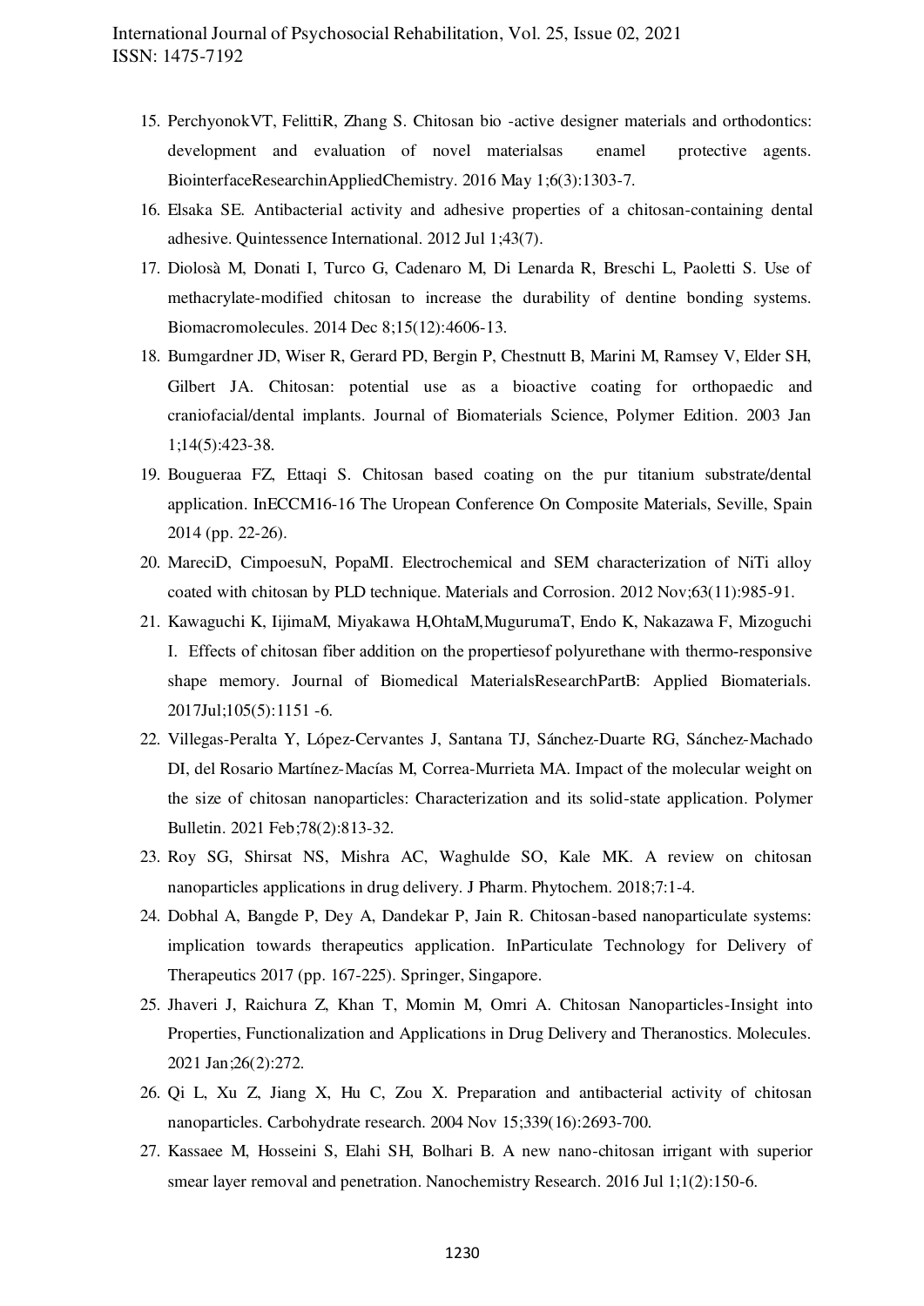15. PerchyonokVT, FelittiR, Zhang S. Chitosan bio -active designer materials and orthodontics: development and evaluation of novel materialsas enamel protective agents. BiointerfaceResearchinAppliedChemistry. 2016 May 1;6(3):1303-7.
16. Elsaka SE. Antibacterial activity and adhesive properties of a chitosan-containing dental adhesive. Quintessence International. 2012 Jul 1;43(7).
17. Diolosà M, Donati I, Turco G, Cadenaro M, Di Lenarda R, Breschi L, Paoletti S. Use of methacrylate-modified chitosan to increase the durability of dentine bonding systems. Biomacromolecules. 2014 Dec 8;15(12):4606-13.
18. Bumgardner JD, Wiser R, Gerard PD, Bergin P, Chestnutt B, Marini M, Ramsey V, Elder SH, Gilbert JA. Chitosan: potential use as a bioactive coating for orthopaedic and craniofacial/dental implants. Journal of Biomaterials Science, Polymer Edition. 2003 Jan 1;14(5):423-38.
19. Bougueraa FZ, Ettaqi S. Chitosan based coating on the pur titanium substrate/dental application. InECCM16-16 The Uropean Conference On Composite Materials, Seville, Spain 2014 (pp. 22-26).
20. MareciD, CimpoesuN, PopaMI. Electrochemical and SEM characterization of NiTi alloy coated with chitosan by PLD technique. Materials and Corrosion. 2012 Nov;63(11):985-91.
21. Kawaguchi K, IijimaM, Miyakawa H,OhtaM,MugurumaT, Endo K, Nakazawa F, Mizoguchi I. Effects of chitosan fiber addition on the propertiesof polyurethane with thermo-responsive shape memory. Journal of Biomedical MaterialsResearchPartB: Applied Biomaterials. 2017Jul;105(5):1151 -6.
22. Villegas-Peralta Y, López-Cervantes J, Santana TJ, Sánchez-Duarte RG, Sánchez-Machado DI, del Rosario Martínez-Macías M, Correa-Murrieta MA. Impact of the molecular weight on the size of chitosan nanoparticles: Characterization and its solid-state application. Polymer Bulletin. 2021 Feb;78(2):813-32.
23. Roy SG, Shirsat NS, Mishra AC, Waghulde SO, Kale MK. A review on chitosan nanoparticles applications in drug delivery. J Pharm. Phytochem. 2018;7:1-4.
24. Dobhal A, Bangde P, Dey A, Dandekar P, Jain R. Chitosan-based nanoparticulate systems: implication towards therapeutics application. InParticulate Technology for Delivery of Therapeutics 2017 (pp. 167-225). Springer, Singapore.
25. Jhaveri J, Raichura Z, Khan T, Momin M, Omri A. Chitosan Nanoparticles-Insight into Properties, Functionalization and Applications in Drug Delivery and Theranostics. Molecules. 2021 Jan;26(2):272.
26. Qi L, Xu Z, Jiang X, Hu C, Zou X. Preparation and antibacterial activity of chitosan nanoparticles. Carbohydrate research. 2004 Nov 15;339(16):2693-700.
27. Kassaee M, Hosseini S, Elahi SH, Bolhari B. A new nano-chitosan irrigant with superior smear layer removal and penetration. Nanochemistry Research. 2016 Jul 1;1(2):150-6.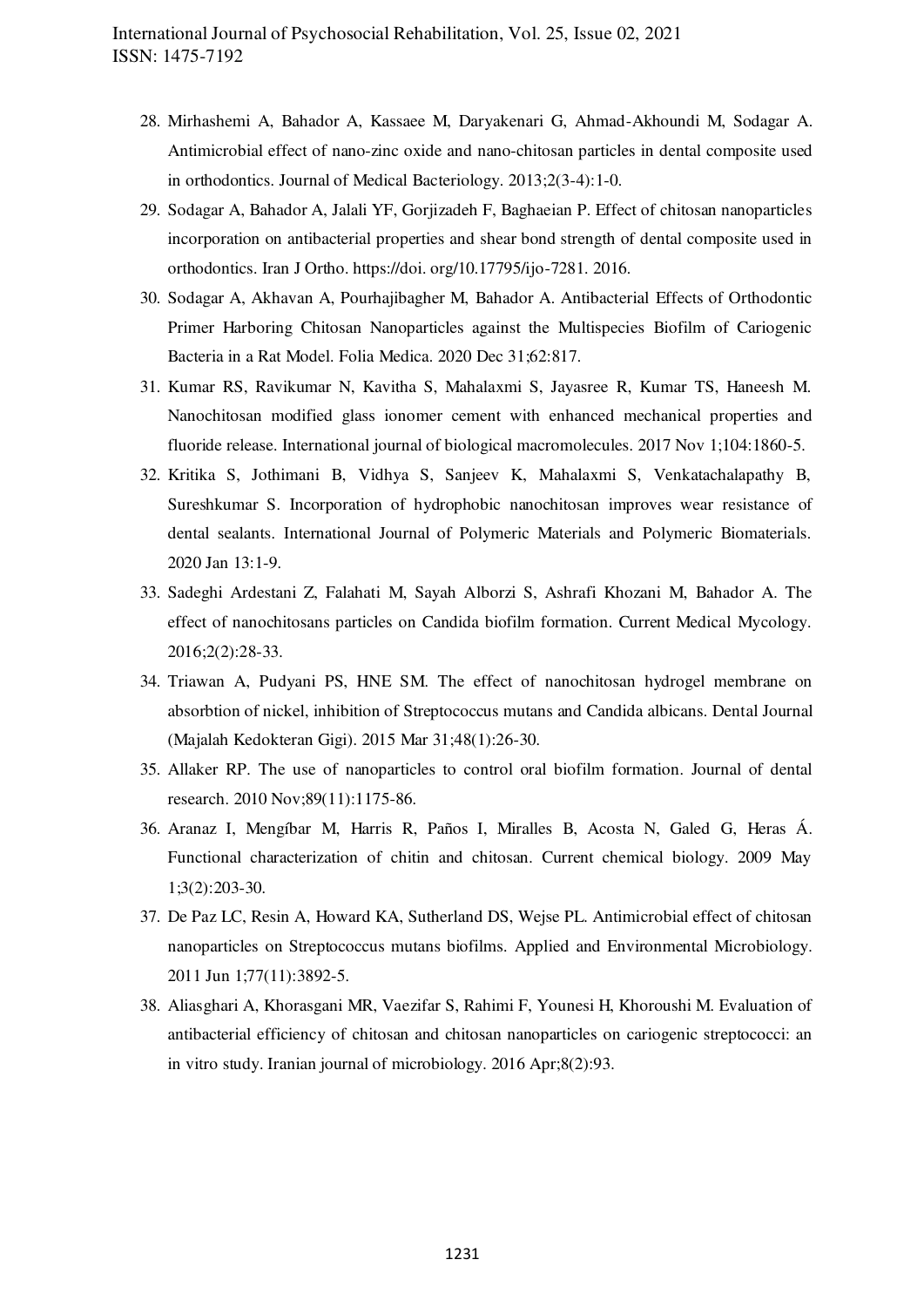28. Mirhashemi A, Bahador A, Kassaee M, Daryakenari G, Ahmad-Akhoundi M, Sodagar A. Antimicrobial effect of nano-zinc oxide and nano-chitosan particles in dental composite used in orthodontics. Journal of Medical Bacteriology. 2013;2(3-4):1-0.
29. Sodagar A, Bahador A, Jalali YF, Gorjizadeh F, Baghaeian P. Effect of chitosan nanoparticles incorporation on antibacterial properties and shear bond strength of dental composite used in orthodontics. Iran J Ortho. https://doi. org/10.17795/ijo-7281. 2016.
30. Sodagar A, Akhavan A, Pourhajibagher M, Bahador A. Antibacterial Effects of Orthodontic Primer Harboring Chitosan Nanoparticles against the Multispecies Biofilm of Cariogenic Bacteria in a Rat Model. Folia Medica. 2020 Dec 31;62:817.
31. Kumar RS, Ravikumar N, Kavitha S, Mahalaxmi S, Jayasree R, Kumar TS, Haneesh M. Nanochitosan modified glass ionomer cement with enhanced mechanical properties and fluoride release. International journal of biological macromolecules. 2017 Nov 1;104:1860-5.
32. Kritika S, Jothimani B, Vidhya S, Sanjeev K, Mahalaxmi S, Venkatachalapathy B, Sureshkumar S. Incorporation of hydrophobic nanochitosan improves wear resistance of dental sealants. International Journal of Polymeric Materials and Polymeric Biomaterials. 2020 Jan 13:1-9.
33. Sadeghi Ardestani Z, Falahati M, Sayah Alborzi S, Ashrafi Khozani M, Bahador A. The effect of nanochitosans particles on Candida biofilm formation. Current Medical Mycology. 2016;2(2):28-33.
34. Triawan A, Pudyani PS, HNE SM. The effect of nanochitosan hydrogel membrane on absorbtion of nickel, inhibition of Streptococcus mutans and Candida albicans. Dental Journal (Majalah Kedokteran Gigi). 2015 Mar 31;48(1):26-30.
35. Allaker RP. The use of nanoparticles to control oral biofilm formation. Journal of dental research. 2010 Nov;89(11):1175-86.
36. Aranaz I, Mengíbar M, Harris R, Paños I, Miralles B, Acosta N, Galed G, Heras Á. Functional characterization of chitin and chitosan. Current chemical biology. 2009 May 1;3(2):203-30.
37. De Paz LC, Resin A, Howard KA, Sutherland DS, Wejse PL. Antimicrobial effect of chitosan nanoparticles on Streptococcus mutans biofilms. Applied and Environmental Microbiology. 2011 Jun 1;77(11):3892-5.
38. Aliasghari A, Khorasgani MR, Vaezifar S, Rahimi F, Younesi H, Khoroushi M. Evaluation of antibacterial efficiency of chitosan and chitosan nanoparticles on cariogenic streptococci: an in vitro study. Iranian journal of microbiology. 2016 Apr;8(2):93.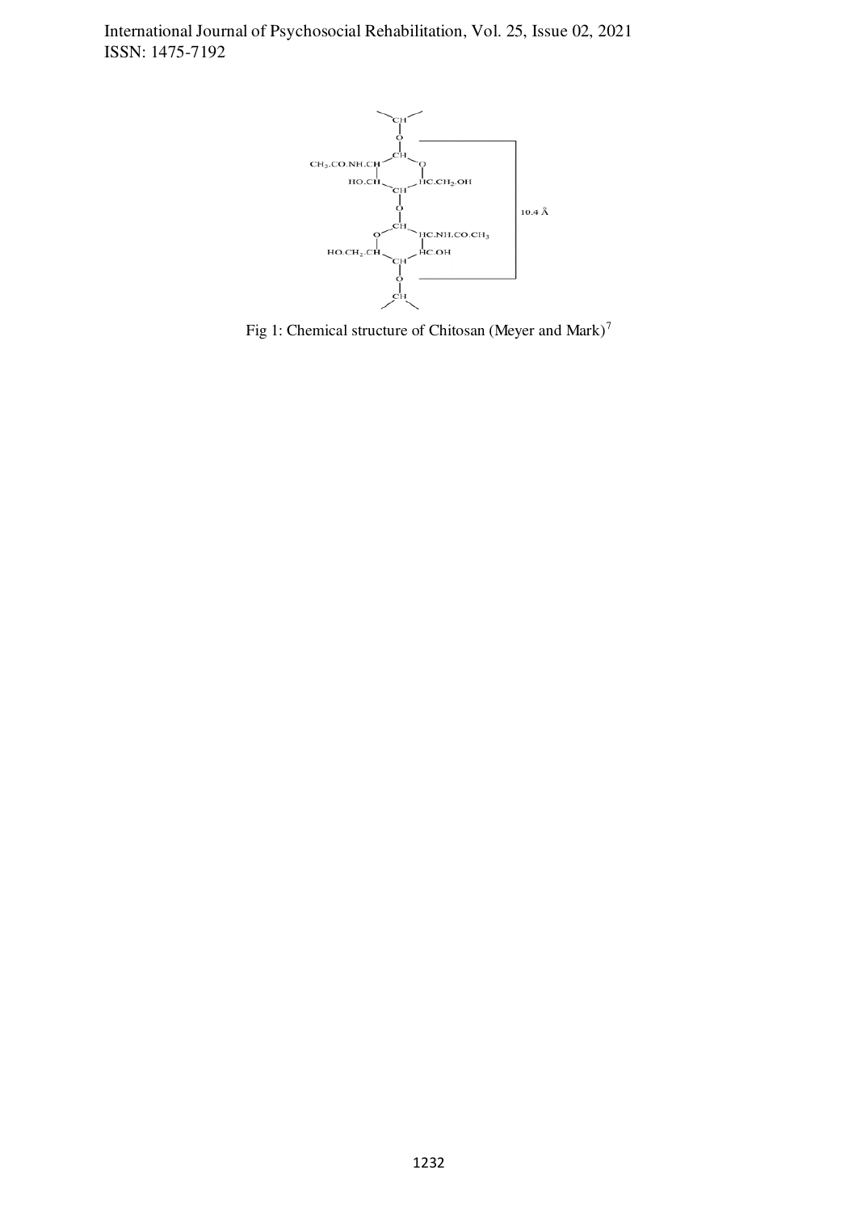CH

O

CH

$CH_3$.CO.NH.CH

O

HO.CH

HC.$CH_2$.OH

CH

O

CH

O

HC.NH.CO.$CH_3$

HO.$CH_2$.CH

HC.OH

CH

O

CH

10.4 Å

Fig 1: Chemical structure of Chitosan (Meyer and Mark)[7]